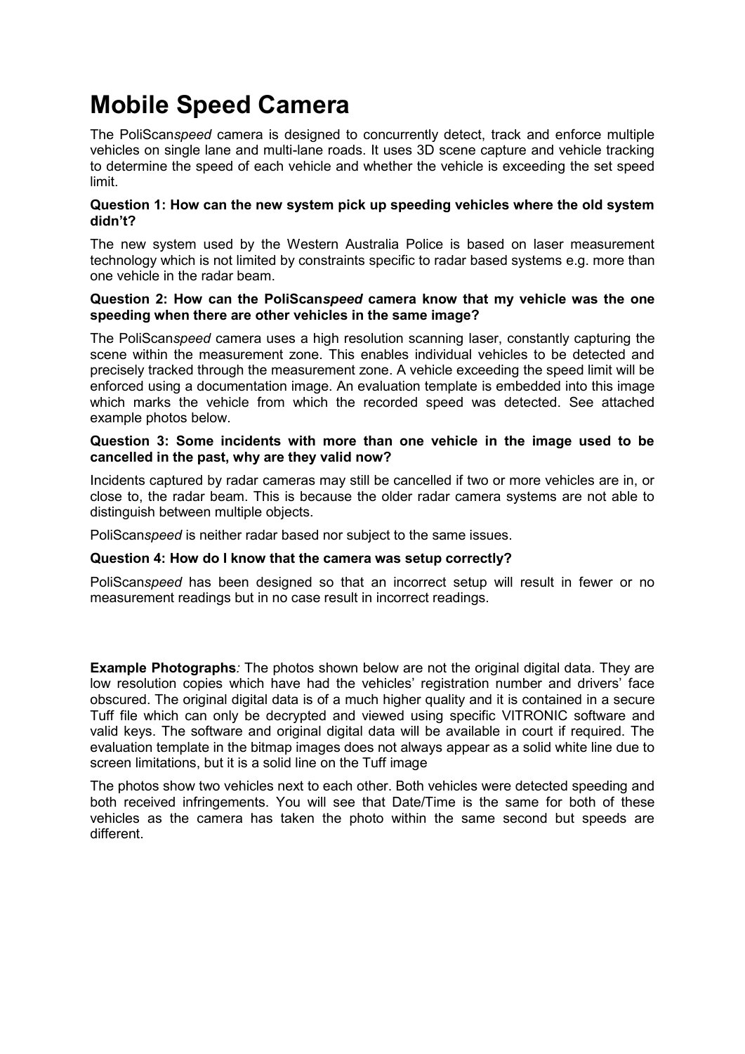# Mobile Speed Camera

The PoliScan*speed* camera is designed to concurrently detect, track and enforce multiple vehicles on single lane and multi-lane roads. It uses 3D scene capture and vehicle tracking to determine the speed of each vehicle and whether the vehicle is exceeding the set speed limit.

**Question 1: How can the new system pick up speeding vehicles where the old system didn't?**

The new system used by the Western Australia Police is based on laser measurement technology which is not limited by constraints specific to radar based systems e.g. more than one vehicle in the radar beam.

**Question 2: How can the PoliScan*speed* camera know that my vehicle was the one speeding when there are other vehicles in the same image?**

The PoliScan*speed* camera uses a high resolution scanning laser, constantly capturing the scene within the measurement zone. This enables individual vehicles to be detected and precisely tracked through the measurement zone. A vehicle exceeding the speed limit will be enforced using a documentation image. An evaluation template is embedded into this image which marks the vehicle from which the recorded speed was detected. See attached example photos below.

**Question 3: Some incidents with more than one vehicle in the image used to be cancelled in the past, why are they valid now?**

Incidents captured by radar cameras may still be cancelled if two or more vehicles are in, or close to, the radar beam. This is because the older radar camera systems are not able to distinguish between multiple objects.

PoliScan*speed* is neither radar based nor subject to the same issues.

**Question 4: How do I know that the camera was setup correctly?**

PoliScan*speed* has been designed so that an incorrect setup will result in fewer or no measurement readings but in no case result in incorrect readings.

**Example Photographs***:* The photos shown below are not the original digital data. They are low resolution copies which have had the vehicles' registration number and drivers' face obscured. The original digital data is of a much higher quality and it is contained in a secure Tuff file which can only be decrypted and viewed using specific VITRONIC software and valid keys. The software and original digital data will be available in court if required. The evaluation template in the bitmap images does not always appear as a solid white line due to screen limitations, but it is a solid line on the Tuff image

The photos show two vehicles next to each other. Both vehicles were detected speeding and both received infringements. You will see that Date/Time is the same for both of these vehicles as the camera has taken the photo within the same second but speeds are different.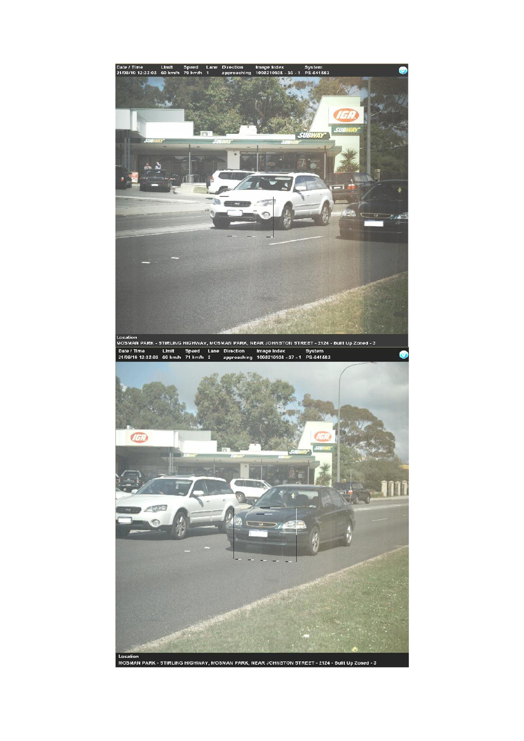| Date / Time | Limit | Speed | Lane | Direction | Image Index | System |
|---|---|---|---|---|---|---|
| 21/08/10 12:32:03 | 60 km/h | 79 km/h | 1 | approaching | 1008210938 - 36 - 1 | PS-641583 |

Location
MOSMAN PARK - STIRLING HIGHWAY, MOSMAN PARK, NEAR JOHNSTON STREET - 2124 - Built Up Zoned - 3

| Date / Time | Limit | Speed | Lane | Direction | Image Index | System |
|---|---|---|---|---|---|---|
| 21/08/10 12:32:03 | 60 km/h | 71 km/h | 2 | approaching | 1008210938 - 37 - 1 | PS-641583 |

Location
MOSMAN PARK - STIRLING HIGHWAY, MOSMAN PARK, NEAR JOHNSTON STREET - 2124 - Built Up Zoned - 3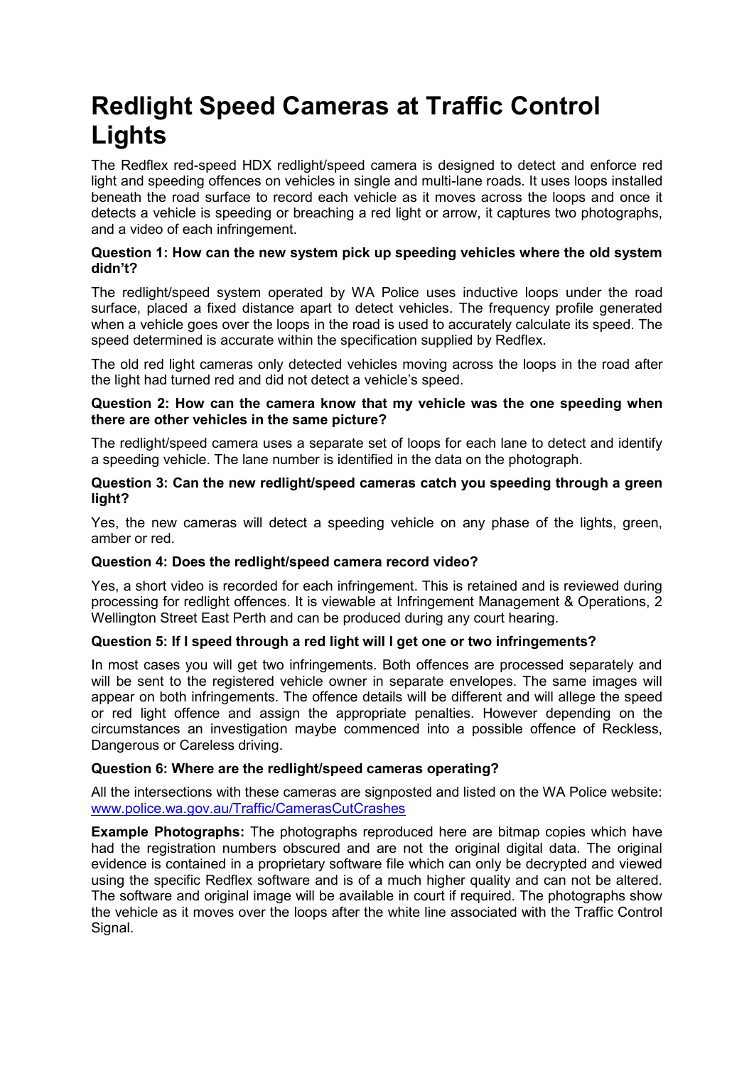# Redlight Speed Cameras at Traffic Control Lights

The Redflex red-speed HDX redlight/speed camera is designed to detect and enforce red light and speeding offences on vehicles in single and multi-lane roads. It uses loops installed beneath the road surface to record each vehicle as it moves across the loops and once it detects a vehicle is speeding or breaching a red light or arrow, it captures two photographs, and a video of each infringement.

**Question 1: How can the new system pick up speeding vehicles where the old system didn't?**

The redlight/speed system operated by WA Police uses inductive loops under the road surface, placed a fixed distance apart to detect vehicles. The frequency profile generated when a vehicle goes over the loops in the road is used to accurately calculate its speed. The speed determined is accurate within the specification supplied by Redflex.

The old red light cameras only detected vehicles moving across the loops in the road after the light had turned red and did not detect a vehicle's speed.

**Question 2: How can the camera know that my vehicle was the one speeding when there are other vehicles in the same picture?**

The redlight/speed camera uses a separate set of loops for each lane to detect and identify a speeding vehicle. The lane number is identified in the data on the photograph.

**Question 3: Can the new redlight/speed cameras catch you speeding through a green light?**

Yes, the new cameras will detect a speeding vehicle on any phase of the lights, green, amber or red.

**Question 4: Does the redlight/speed camera record video?**

Yes, a short video is recorded for each infringement. This is retained and is reviewed during processing for redlight offences. It is viewable at Infringement Management & Operations, 2 Wellington Street East Perth and can be produced during any court hearing.

**Question 5: If I speed through a red light will I get one or two infringements?**

In most cases you will get two infringements. Both offences are processed separately and will be sent to the registered vehicle owner in separate envelopes. The same images will appear on both infringements. The offence details will be different and will allege the speed or red light offence and assign the appropriate penalties. However depending on the circumstances an investigation maybe commenced into a possible offence of Reckless, Dangerous or Careless driving.

**Question 6: Where are the redlight/speed cameras operating?**

All the intersections with these cameras are signposted and listed on the WA Police website: [www.police.wa.gov.au/Traffic/CamerasCutCrashes](www.police.wa.gov.au/Traffic/CamerasCutCrashes)

**Example Photographs:** The photographs reproduced here are bitmap copies which have had the registration numbers obscured and are not the original digital data. The original evidence is contained in a proprietary software file which can only be decrypted and viewed using the specific Redflex software and is of a much higher quality and can not be altered. The software and original image will be available in court if required. The photographs show the vehicle as it moves over the loops after the white line associated with the Traffic Control Signal.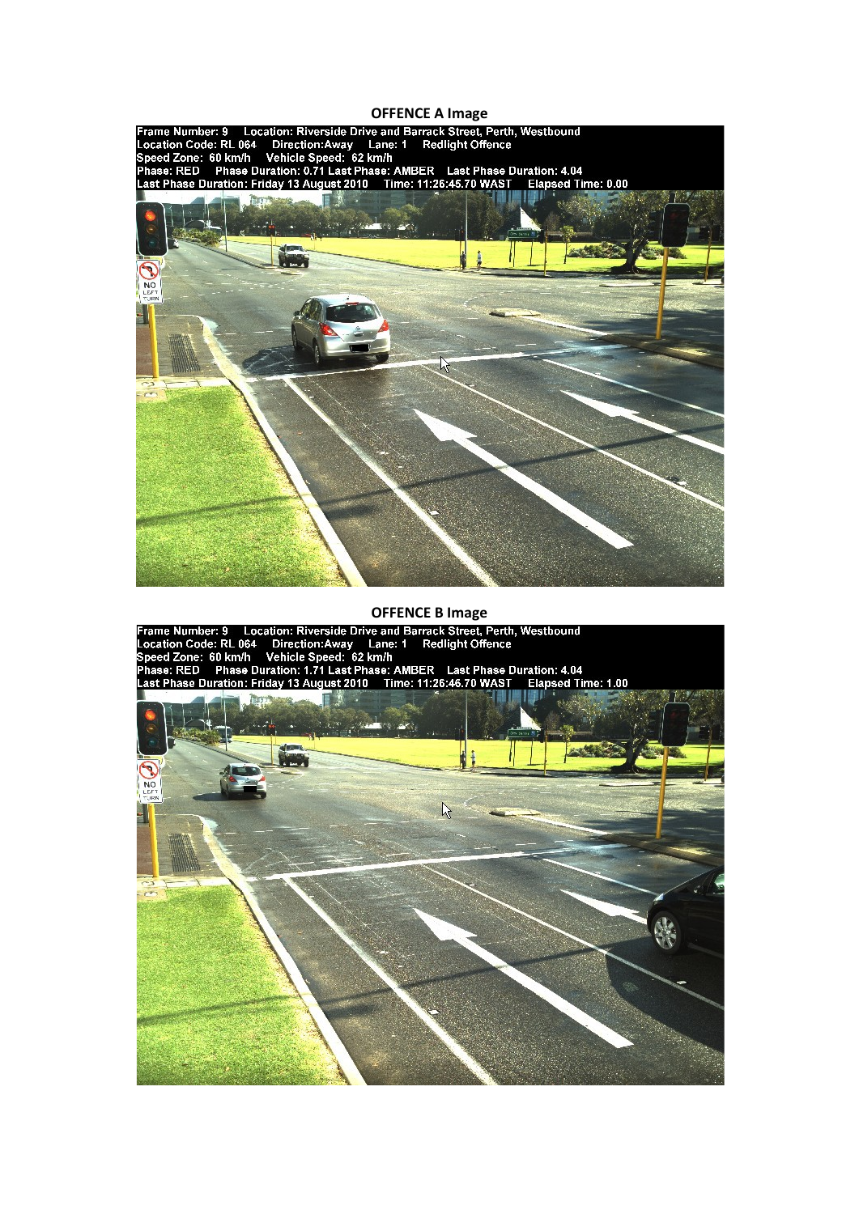## OFFENCE A Image

Frame Number: 9 Location: Riverside Drive and Barrack Street, Perth, Westbound
Location Code: RL 064 Direction:Away Lane: 1 Redlight Offence
Speed Zone: 60 km/h Vehicle Speed: 62 km/h
Phase: RED Phase Duration: 0.71 Last Phase: AMBER Last Phase Duration: 4.04
Last Phase Duration: Friday 13 August 2010 Time: 11:26:45.70 WAST Elapsed Time: 0.00

## OFFENCE B Image

Frame Number: 9 Location: Riverside Drive and Barrack Street, Perth, Westbound
Location Code: RL 064 Direction:Away Lane: 1 Redlight Offence
Speed Zone: 60 km/h Vehicle Speed: 62 km/h
Phase: RED Phase Duration: 1.71 Last Phase: AMBER Last Phase Duration: 4.04
Last Phase Duration: Friday 13 August 2010 Time: 11:26:46.70 WAST Elapsed Time: 1.00